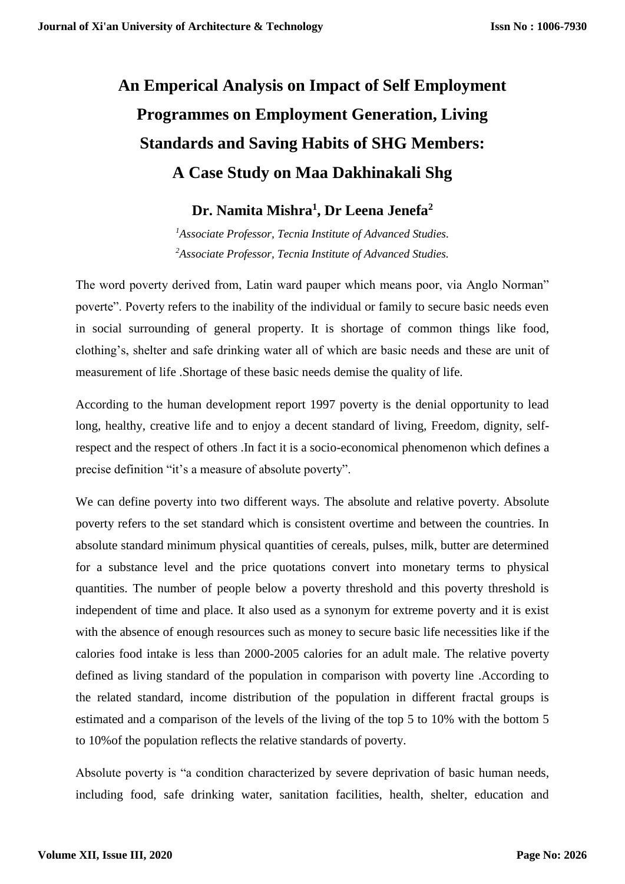# An Emperical Analysis on Impact of Self Employment Programmes on Employment Generation, Living Standards and Saving Habits of SHG Members: A Case Study on Maa Dakhinakali Shg

**Dr. Namita Mishra[1], Dr Leena Jenefa[2]**

*[1]Associate Professor, Tecnia Institute of Advanced Studies.*
*[2]Associate Professor, Tecnia Institute of Advanced Studies.*

The word poverty derived from, Latin ward pauper which means poor, via Anglo Norman" poverte". Poverty refers to the inability of the individual or family to secure basic needs even in social surrounding of general property. It is shortage of common things like food, clothing's, shelter and safe drinking water all of which are basic needs and these are unit of measurement of life .Shortage of these basic needs demise the quality of life.

According to the human development report 1997 poverty is the denial opportunity to lead long, healthy, creative life and to enjoy a decent standard of living, Freedom, dignity, self-respect and the respect of others .In fact it is a socio-economical phenomenon which defines a precise definition "it's a measure of absolute poverty".

We can define poverty into two different ways. The absolute and relative poverty. Absolute poverty refers to the set standard which is consistent overtime and between the countries. In absolute standard minimum physical quantities of cereals, pulses, milk, butter are determined for a substance level and the price quotations convert into monetary terms to physical quantities. The number of people below a poverty threshold and this poverty threshold is independent of time and place. It also used as a synonym for extreme poverty and it is exist with the absence of enough resources such as money to secure basic life necessities like if the calories food intake is less than 2000-2005 calories for an adult male. The relative poverty defined as living standard of the population in comparison with poverty line .According to the related standard, income distribution of the population in different fractal groups is estimated and a comparison of the levels of the living of the top 5 to 10% with the bottom 5 to 10%of the population reflects the relative standards of poverty.

Absolute poverty is "a condition characterized by severe deprivation of basic human needs, including food, safe drinking water, sanitation facilities, health, shelter, education and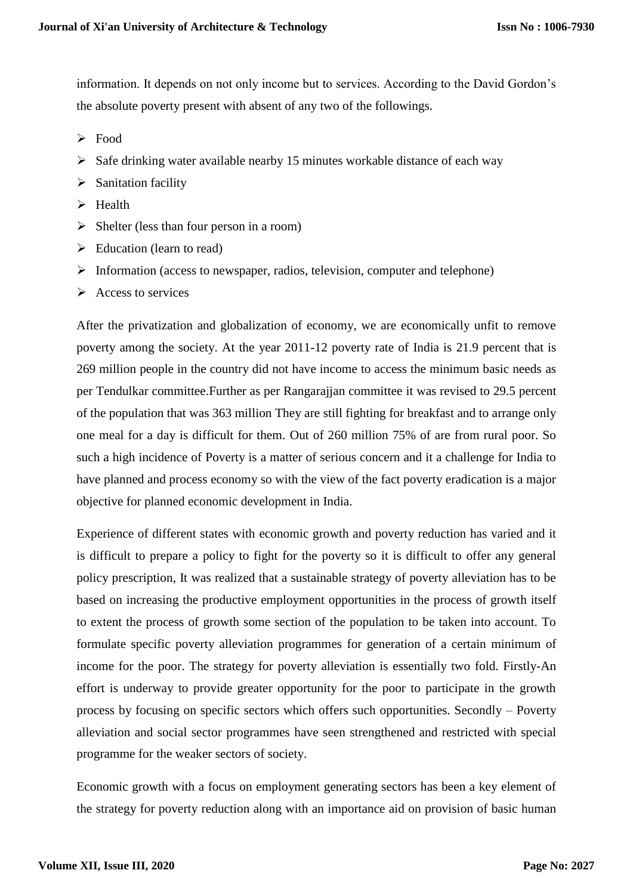information. It depends on not only income but to services. According to the David Gordon's the absolute poverty present with absent of any two of the followings.

- Food
- Safe drinking water available nearby 15 minutes workable distance of each way
- Sanitation facility
- Health
- Shelter (less than four person in a room)
- Education (learn to read)
- Information (access to newspaper, radios, television, computer and telephone)
- Access to services

After the privatization and globalization of economy, we are economically unfit to remove poverty among the society. At the year 2011-12 poverty rate of India is 21.9 percent that is 269 million people in the country did not have income to access the minimum basic needs as per Tendulkar committee.Further as per Rangarajjan committee it was revised to 29.5 percent of the population that was 363 million They are still fighting for breakfast and to arrange only one meal for a day is difficult for them. Out of 260 million 75% of are from rural poor. So such a high incidence of Poverty is a matter of serious concern and it a challenge for India to have planned and process economy so with the view of the fact poverty eradication is a major objective for planned economic development in India.

Experience of different states with economic growth and poverty reduction has varied and it is difficult to prepare a policy to fight for the poverty so it is difficult to offer any general policy prescription, It was realized that a sustainable strategy of poverty alleviation has to be based on increasing the productive employment opportunities in the process of growth itself to extent the process of growth some section of the population to be taken into account. To formulate specific poverty alleviation programmes for generation of a certain minimum of income for the poor. The strategy for poverty alleviation is essentially two fold. Firstly-An effort is underway to provide greater opportunity for the poor to participate in the growth process by focusing on specific sectors which offers such opportunities. Secondly – Poverty alleviation and social sector programmes have seen strengthened and restricted with special programme for the weaker sectors of society.

Economic growth with a focus on employment generating sectors has been a key element of the strategy for poverty reduction along with an importance aid on provision of basic human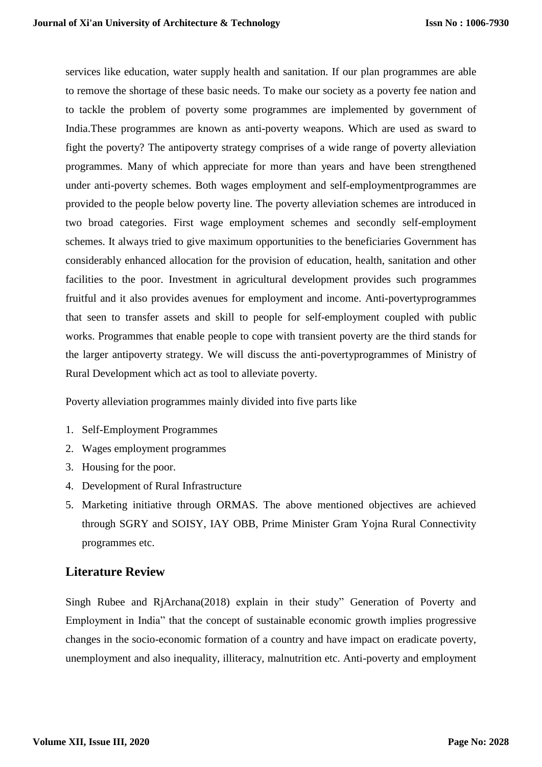services like education, water supply health and sanitation. If our plan programmes are able to remove the shortage of these basic needs. To make our society as a poverty fee nation and to tackle the problem of poverty some programmes are implemented by government of India.These programmes are known as anti-poverty weapons. Which are used as sward to fight the poverty? The antipoverty strategy comprises of a wide range of poverty alleviation programmes. Many of which appreciate for more than years and have been strengthened under anti-poverty schemes. Both wages employment and self-employmentprogrammes are provided to the people below poverty line. The poverty alleviation schemes are introduced in two broad categories. First wage employment schemes and secondly self-employment schemes. It always tried to give maximum opportunities to the beneficiaries Government has considerably enhanced allocation for the provision of education, health, sanitation and other facilities to the poor. Investment in agricultural development provides such programmes fruitful and it also provides avenues for employment and income. Anti-povertyprogrammes that seen to transfer assets and skill to people for self-employment coupled with public works. Programmes that enable people to cope with transient poverty are the third stands for the larger antipoverty strategy. We will discuss the anti-povertyprogrammes of Ministry of Rural Development which act as tool to alleviate poverty.

Poverty alleviation programmes mainly divided into five parts like

1. Self-Employment Programmes
2. Wages employment programmes
3. Housing for the poor.
4. Development of Rural Infrastructure
5. Marketing initiative through ORMAS. The above mentioned objectives are achieved through SGRY and SOISY, IAY OBB, Prime Minister Gram Yojna Rural Connectivity programmes etc.

## Literature Review

Singh Rubee and RjArchana(2018) explain in their study" Generation of Poverty and Employment in India" that the concept of sustainable economic growth implies progressive changes in the socio-economic formation of a country and have impact on eradicate poverty, unemployment and also inequality, illiteracy, malnutrition etc. Anti-poverty and employment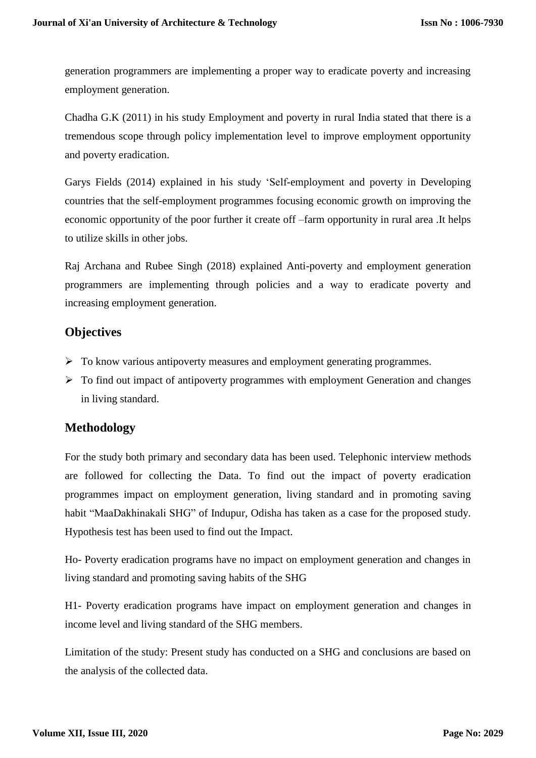generation programmers are implementing a proper way to eradicate poverty and increasing employment generation.

Chadha G.K (2011) in his study Employment and poverty in rural India stated that there is a tremendous scope through policy implementation level to improve employment opportunity and poverty eradication.

Garys Fields (2014) explained in his study 'Self-employment and poverty in Developing countries that the self-employment programmes focusing economic growth on improving the economic opportunity of the poor further it create off –farm opportunity in rural area .It helps to utilize skills in other jobs.

Raj Archana and Rubee Singh (2018) explained Anti-poverty and employment generation programmers are implementing through policies and a way to eradicate poverty and increasing employment generation.

## Objectives

- To know various antipoverty measures and employment generating programmes.
- To find out impact of antipoverty programmes with employment Generation and changes in living standard.

## Methodology

For the study both primary and secondary data has been used. Telephonic interview methods are followed for collecting the Data. To find out the impact of poverty eradication programmes impact on employment generation, living standard and in promoting saving habit "MaaDakhinakali SHG" of Indupur, Odisha has taken as a case for the proposed study. Hypothesis test has been used to find out the Impact.

Ho- Poverty eradication programs have no impact on employment generation and changes in living standard and promoting saving habits of the SHG

H1- Poverty eradication programs have impact on employment generation and changes in income level and living standard of the SHG members.

Limitation of the study: Present study has conducted on a SHG and conclusions are based on the analysis of the collected data.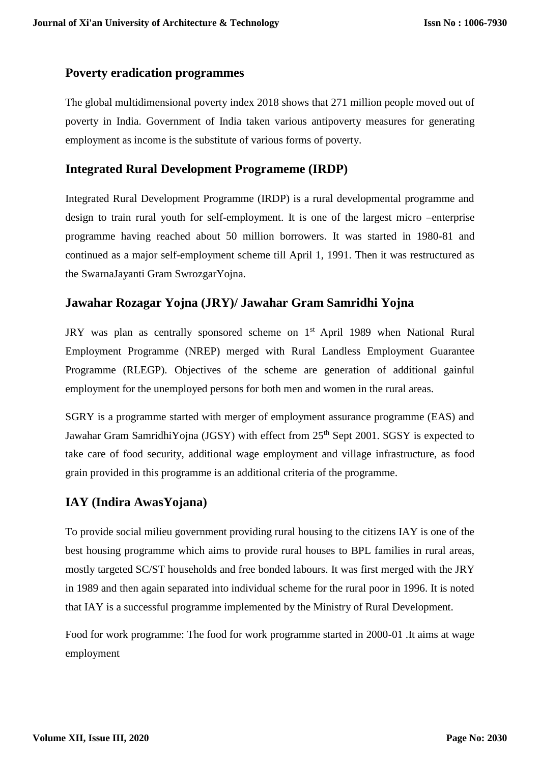## Poverty eradication programmes

The global multidimensional poverty index 2018 shows that 271 million people moved out of poverty in India. Government of India taken various antipoverty measures for generating employment as income is the substitute of various forms of poverty.

## Integrated Rural Development Programeme (IRDP)

Integrated Rural Development Programme (IRDP) is a rural developmental programme and design to train rural youth for self-employment. It is one of the largest micro –enterprise programme having reached about 50 million borrowers. It was started in 1980-81 and continued as a major self-employment scheme till April 1, 1991. Then it was restructured as the SwarnaJayanti Gram SwrozgarYojna.

## Jawahar Rozagar Yojna (JRY)/ Jawahar Gram Samridhi Yojna

JRY was plan as centrally sponsored scheme on 1st April 1989 when National Rural Employment Programme (NREP) merged with Rural Landless Employment Guarantee Programme (RLEGP). Objectives of the scheme are generation of additional gainful employment for the unemployed persons for both men and women in the rural areas.

SGRY is a programme started with merger of employment assurance programme (EAS) and Jawahar Gram SamridhiYojna (JGSY) with effect from 25th Sept 2001. SGSY is expected to take care of food security, additional wage employment and village infrastructure, as food grain provided in this programme is an additional criteria of the programme.

## IAY (Indira AwasYojana)

To provide social milieu government providing rural housing to the citizens IAY is one of the best housing programme which aims to provide rural houses to BPL families in rural areas, mostly targeted SC/ST households and free bonded labours. It was first merged with the JRY in 1989 and then again separated into individual scheme for the rural poor in 1996. It is noted that IAY is a successful programme implemented by the Ministry of Rural Development.

Food for work programme: The food for work programme started in 2000-01 .It aims at wage employment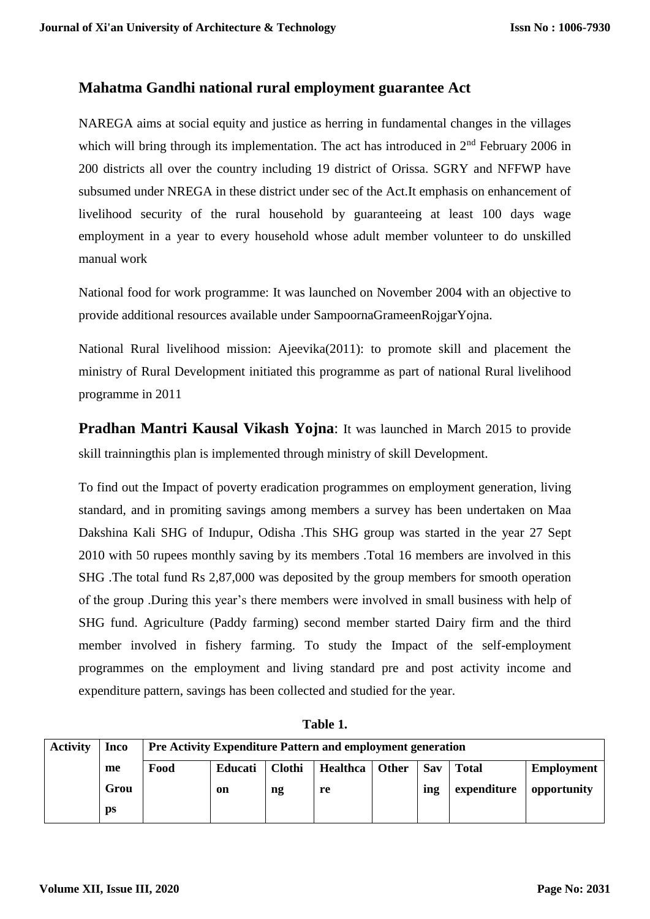## Mahatma Gandhi national rural employment guarantee Act

NAREGA aims at social equity and justice as herring in fundamental changes in the villages which will bring through its implementation. The act has introduced in 2nd February 2006 in 200 districts all over the country including 19 district of Orissa. SGRY and NFFWP have subsumed under NREGA in these district under sec of the Act.It emphasis on enhancement of livelihood security of the rural household by guaranteeing at least 100 days wage employment in a year to every household whose adult member volunteer to do unskilled manual work

National food for work programme: It was launched on November 2004 with an objective to provide additional resources available under SampoornaGrameenRojgarYojna.

National Rural livelihood mission: Ajeevika(2011): to promote skill and placement the ministry of Rural Development initiated this programme as part of national Rural livelihood programme in 2011

**Pradhan Mantri Kausal Vikash Yojna**: It was launched in March 2015 to provide skill trainningthis plan is implemented through ministry of skill Development.

To find out the Impact of poverty eradication programmes on employment generation, living standard, and in promiting savings among members a survey has been undertaken on Maa Dakshina Kali SHG of Indupur, Odisha .This SHG group was started in the year 27 Sept 2010 with 50 rupees monthly saving by its members .Total 16 members are involved in this SHG .The total fund Rs 2,87,000 was deposited by the group members for smooth operation of the group .During this year's there members were involved in small business with help of SHG fund. Agriculture (Paddy farming) second member started Dairy firm and the third member involved in fishery farming. To study the Impact of the self-employment programmes on the employment and living standard pre and post activity income and expenditure pattern, savings has been collected and studied for the year.

**Table 1.**

| Activity | Income Groups | Pre Activity Expenditure Pattern and employment generation | | | | | | | |
|---|---|---|---|---|---|---|---|---|---|
| | | Food | Education | Clothing | Healthcare | Other | Saving | Total expenditure | Employment opportunity |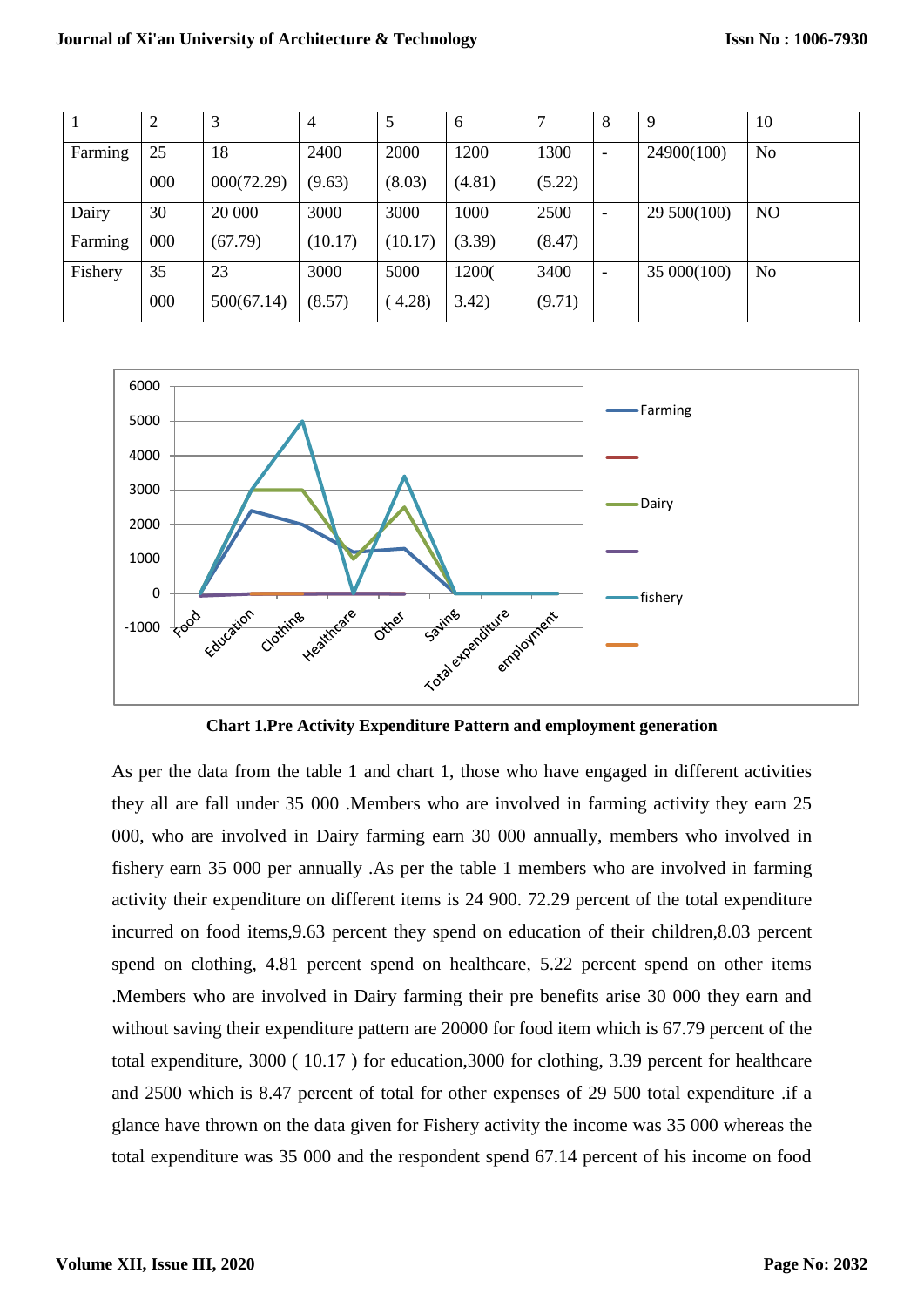| 1 | 2 | 3 | 4 | 5 | 6 | 7 | 8 | 9 | 10 |
|---|---|---|---|---|---|---|---|---|---|
| Farming | 25 000 | 18 000(72.29) | 2400 (9.63) | 2000 (8.03) | 1200 (4.81) | 1300 (5.22) | - | 24900(100) | No |
| Dairy Farming | 30 000 | 20 000 (67.79) | 3000 (10.17) | 3000 (10.17) | 1000 (3.39) | 2500 (8.47) | - | 29 500(100) | NO |
| Fishery | 35 000 | 23 500(67.14) | 3000 (8.57) | 5000 ( 4.28) | 1200( 3.42) | 3400 (9.71) | - | 35 000(100) | No |

**Chart 1.Pre Activity Expenditure Pattern and employment generation**

As per the data from the table 1 and chart 1, those who have engaged in different activities they all are fall under 35 000 .Members who are involved in farming activity they earn 25 000, who are involved in Dairy farming earn 30 000 annually, members who involved in fishery earn 35 000 per annually .As per the table 1 members who are involved in farming activity their expenditure on different items is 24 900. 72.29 percent of the total expenditure incurred on food items,9.63 percent they spend on education of their children,8.03 percent spend on clothing, 4.81 percent spend on healthcare, 5.22 percent spend on other items .Members who are involved in Dairy farming their pre benefits arise 30 000 they earn and without saving their expenditure pattern are 20000 for food item which is 67.79 percent of the total expenditure, 3000 ( 10.17 ) for education,3000 for clothing, 3.39 percent for healthcare and 2500 which is 8.47 percent of total for other expenses of 29 500 total expenditure .if a glance have thrown on the data given for Fishery activity the income was 35 000 whereas the total expenditure was 35 000 and the respondent spend 67.14 percent of his income on food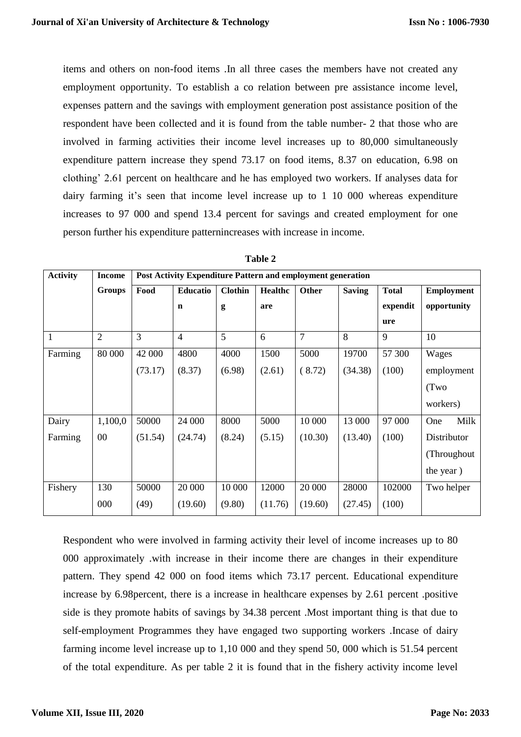items and others on non-food items .In all three cases the members have not created any employment opportunity. To establish a co relation between pre assistance income level, expenses pattern and the savings with employment generation post assistance position of the respondent have been collected and it is found from the table number- 2 that those who are involved in farming activities their income level increases up to 80,000 simultaneously expenditure pattern increase they spend 73.17 on food items, 8.37 on education, 6.98 on clothing' 2.61 percent on healthcare and he has employed two workers. If analyses data for dairy farming it's seen that income level increase up to 1 10 000 whereas expenditure increases to 97 000 and spend 13.4 percent for savings and created employment for one person further his expenditure patternincreases with increase in income.

**Table 2**

| Activity | Income Groups | Post Activity Expenditure Pattern and employment generation | | | | | | | |
|---|---|---|---|---|---|---|---|---|---|
| | | Food | Education | Clothing | Healthcare | Other | Saving | Total expenditure | Employment opportunity |
| 1 | 2 | 3 | 4 | 5 | 6 | 7 | 8 | 9 | 10 |
| Farming | 80 000 | 42 000 (73.17) | 4800 (8.37) | 4000 (6.98) | 1500 (2.61) | 5000 ( 8.72) | 19700 (34.38) | 57 300 (100) | Wages employment (Two workers) |
| Dairy Farming | 1,100,000 | 50000 (51.54) | 24 000 (24.74) | 8000 (8.24) | 5000 (5.15) | 10 000 (10.30) | 13 000 (13.40) | 97 000 (100) | One Milk Distributor (Throughout the year ) |
| Fishery | 130 000 | 50000 (49) | 20 000 (19.60) | 10 000 (9.80) | 12000 (11.76) | 20 000 (19.60) | 28000 (27.45) | 102000 (100) | Two helper |

Respondent who were involved in farming activity their level of income increases up to 80 000 approximately .with increase in their income there are changes in their expenditure pattern. They spend 42 000 on food items which 73.17 percent. Educational expenditure increase by 6.98percent, there is a increase in healthcare expenses by 2.61 percent .positive side is they promote habits of savings by 34.38 percent .Most important thing is that due to self-employment Programmes they have engaged two supporting workers .Incase of dairy farming income level increase up to 1,10 000 and they spend 50, 000 which is 51.54 percent of the total expenditure. As per table 2 it is found that in the fishery activity income level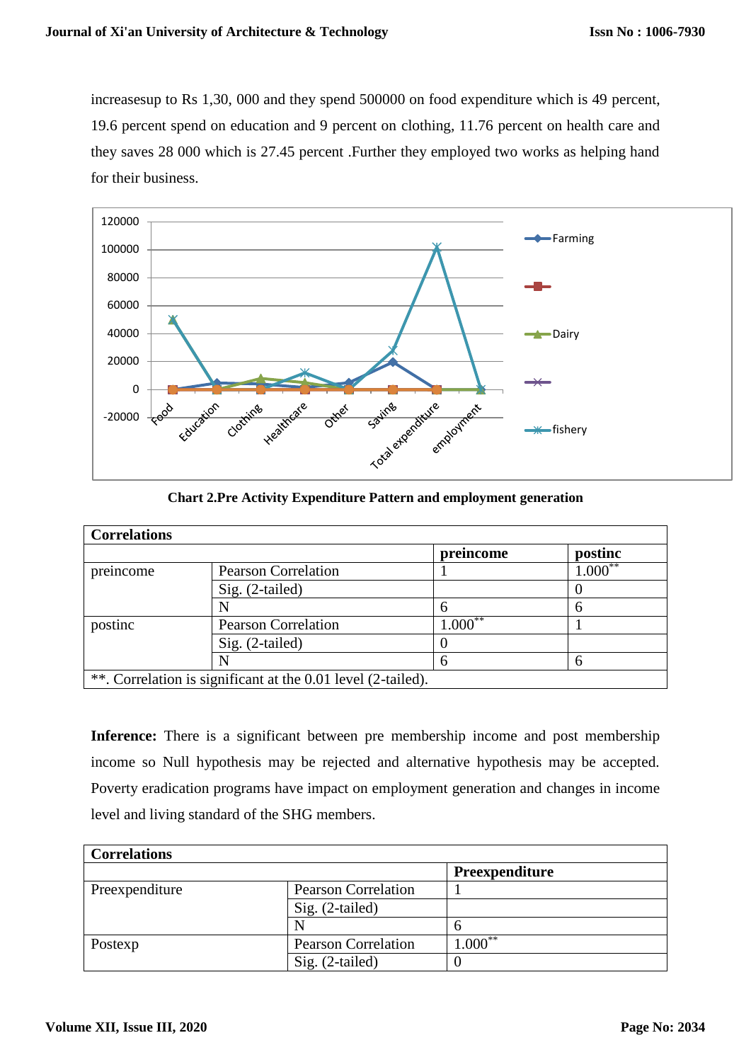increasesup to Rs 1,30, 000 and they spend 500000 on food expenditure which is 49 percent, 19.6 percent spend on education and 9 percent on clothing, 11.76 percent on health care and they saves 28 000 which is 27.45 percent .Further they employed two works as helping hand for their business.

**Chart 2.Pre Activity Expenditure Pattern and employment generation**

| Correlations | | | |
|---|---|---|---|
| | | preincome | postinc |
| preincome | Pearson Correlation | 1 | 1.000** |
| | Sig. (2-tailed) | | 0 |
| | N | 6 | 6 |
| postinc | Pearson Correlation | 1.000** | 1 |
| | Sig. (2-tailed) | 0 | |
| | N | 6 | 6 |
| **. Correlation is significant at the 0.01 level (2-tailed). | | | |

**Inference:** There is a significant between pre membership income and post membership income so Null hypothesis may be rejected and alternative hypothesis may be accepted. Poverty eradication programs have impact on employment generation and changes in income level and living standard of the SHG members.

| Correlations | | |
|---|---|---|
| | | Preexpenditure |
| Preexpenditure | Pearson Correlation | 1 |
| | Sig. (2-tailed) | |
| | N | 6 |
| Postexp | Pearson Correlation | 1.000** |
| | Sig. (2-tailed) | 0 |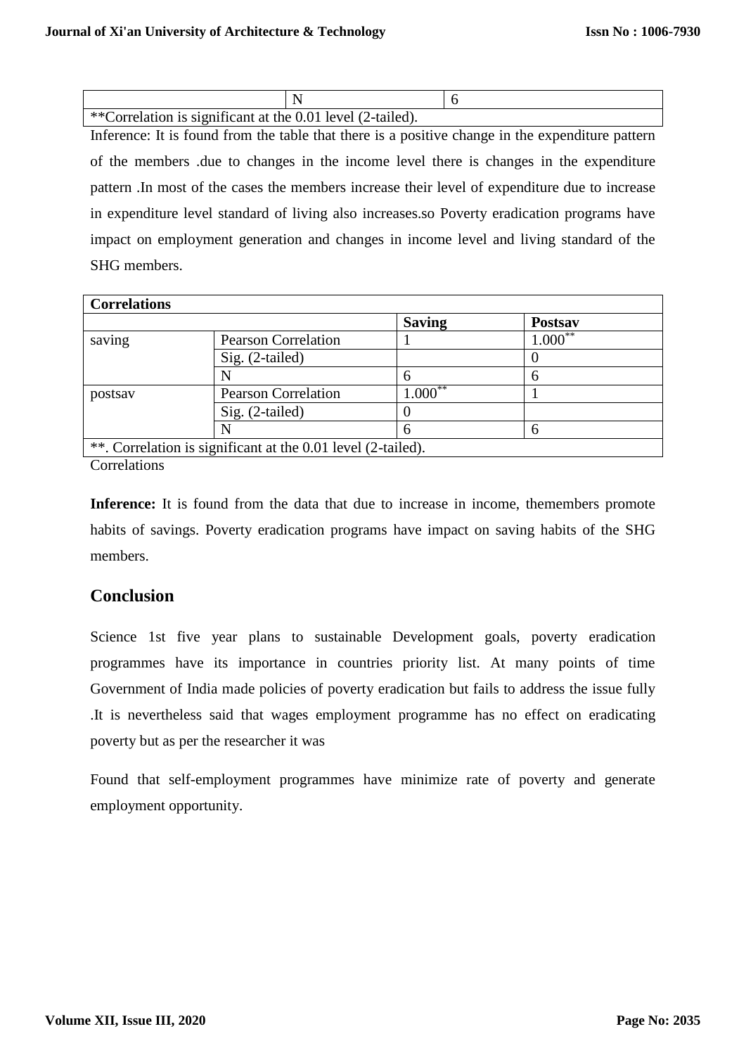| | N | 6 |
|---|---|---|
| **Correlation is significant at the 0.01 level (2-tailed). | | |

Inference: It is found from the table that there is a positive change in the expenditure pattern of the members .due to changes in the income level there is changes in the expenditure pattern .In most of the cases the members increase their level of expenditure due to increase in expenditure level standard of living also increases.so Poverty eradication programs have impact on employment generation and changes in income level and living standard of the SHG members.

| **Correlations** | | | |
|---|---|---|---|
| | | **Saving** | **Postsav** |
| saving | Pearson Correlation | 1 | 1.000** |
| | Sig. (2-tailed) | | 0 |
| | N | 6 | 6 |
| postsav | Pearson Correlation | 1.000** | 1 |
| | Sig. (2-tailed) | 0 | |
| | N | 6 | 6 |
| **. Correlation is significant at the 0.01 level (2-tailed). | | | |

Correlations

**Inference:** It is found from the data that due to increase in income, themembers promote habits of savings. Poverty eradication programs have impact on saving habits of the SHG members.

## Conclusion

Science 1st five year plans to sustainable Development goals, poverty eradication programmes have its importance in countries priority list. At many points of time Government of India made policies of poverty eradication but fails to address the issue fully .It is nevertheless said that wages employment programme has no effect on eradicating poverty but as per the researcher it was

Found that self-employment programmes have minimize rate of poverty and generate employment opportunity.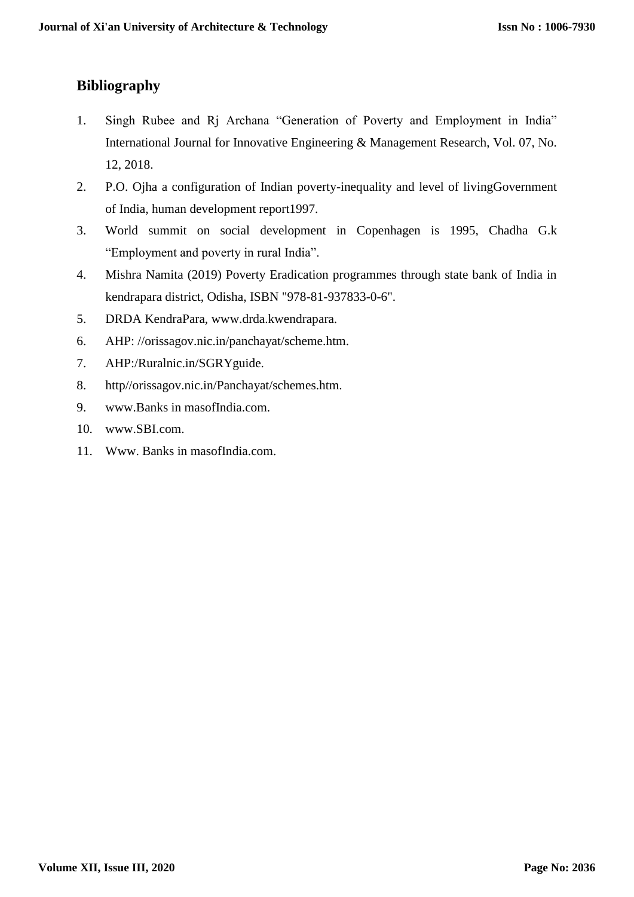## Bibliography

1. Singh Rubee and Rj Archana "Generation of Poverty and Employment in India" International Journal for Innovative Engineering & Management Research, Vol. 07, No. 12, 2018.
2. P.O. Ojha a configuration of Indian poverty-inequality and level of livingGovernment of India, human development report1997.
3. World summit on social development in Copenhagen is 1995, Chadha G.k "Employment and poverty in rural India".
4. Mishra Namita (2019) Poverty Eradication programmes through state bank of India in kendrapara district, Odisha, ISBN "978-81-937833-0-6".
5. DRDA KendraPara, www.drda.kwendrapara.
6. AHP: //orissagov.nic.in/panchayat/scheme.htm.
7. AHP:/Ruralnic.in/SGRYguide.
8. http//orissagov.nic.in/Panchayat/schemes.htm.
9. www.Banks in masofIndia.com.
10. www.SBI.com.
11. Www. Banks in masofIndia.com.